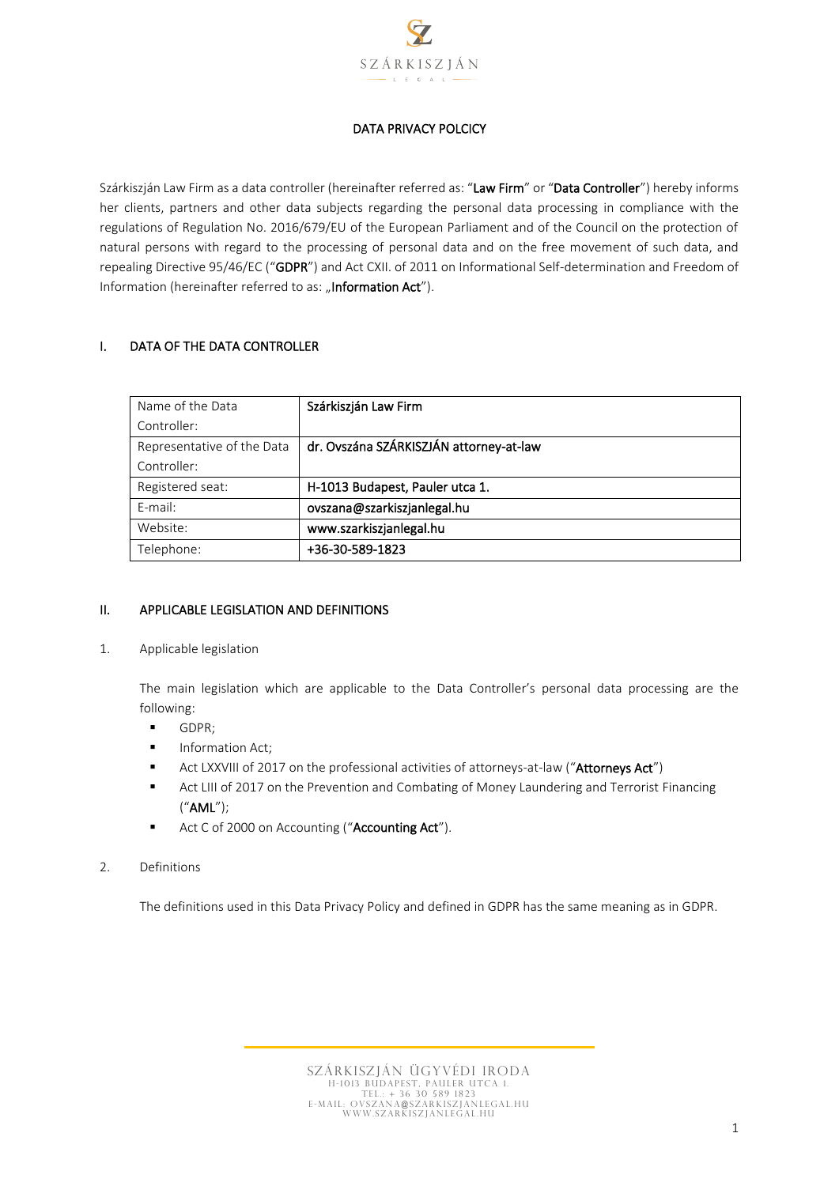# DATA PRIVACY POLCICY

Szárkiszján Law Firm as a data controller (hereinafter referred as: "**Law Firm**" or "**Data Controller**") hereby informs her clients, partners and other data subjects regarding the personal data processing in compliance with the regulations of Regulation No. 2016/679/EU of the European Parliament and of the Council on the protection of natural persons with regard to the processing of personal data and on the free movement of such data, and repealing Directive 95/46/EC ("**GDPR**") and Act CXII. of 2011 on Informational Self-determination and Freedom of Information (hereinafter referred to as: „**Information Act**").

## I. DATA OF THE DATA CONTROLLER

| Name of the Data Controller: | Szárkiszján Law Firm |
|---|---|
| Representative of the Data Controller: | dr. Ovszána SZÁRKISZJÁN attorney-at-law |
| Registered seat: | H-1013 Budapest, Pauler utca 1. |
| E-mail: | ovszana@szarkiszjanlegal.hu |
| Website: | www.szarkiszjanlegal.hu |
| Telephone: | +36-30-589-1823 |

## II. APPLICABLE LEGISLATION AND DEFINITIONS

1. Applicable legislation

The main legislation which are applicable to the Data Controller's personal data processing are the following:

- GDPR;
- Information Act;
- Act LXXVIII of 2017 on the professional activities of attorneys-at-law ("**Attorneys Act**")
- Act LIII of 2017 on the Prevention and Combating of Money Laundering and Terrorist Financing ("**AML**");
- Act C of 2000 on Accounting ("**Accounting Act**").

2. Definitions

The definitions used in this Data Privacy Policy and defined in GDPR has the same meaning as in GDPR.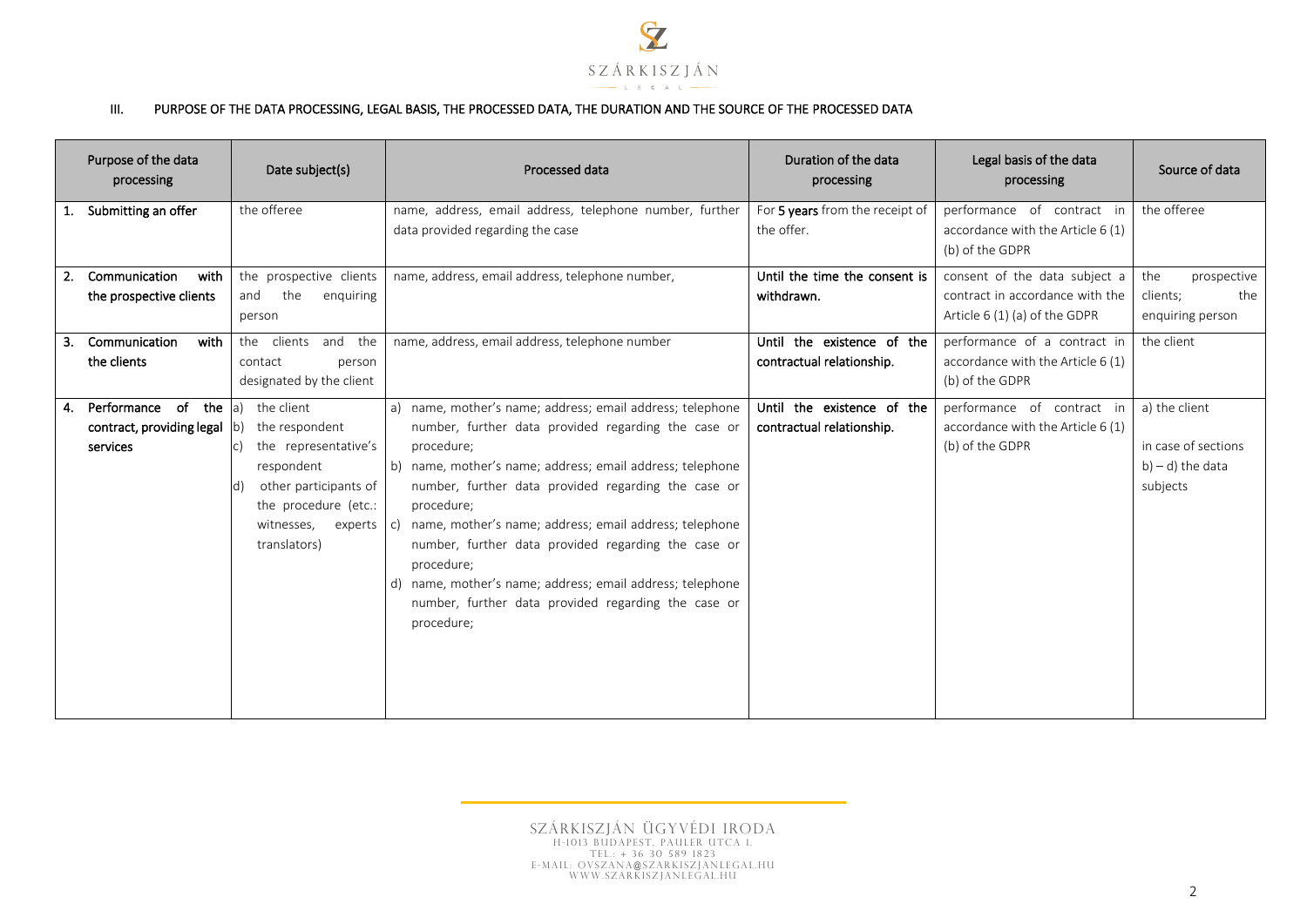### III. PURPOSE OF THE DATA PROCESSING, LEGAL BASIS, THE PROCESSED DATA, THE DURATION AND THE SOURCE OF THE PROCESSED DATA

| Purpose of the data processing | Date subject(s) | Processed data | Duration of the data processing | Legal basis of the data processing | Source of data |
|---|---|---|---|---|---|
| 1. **Submitting an offer** | the offeree | name, address, email address, telephone number, further data provided regarding the case | For **5 years** from the receipt of the offer. | performance of contract in accordance with the Article 6 (1) (b) of the GDPR | the offeree |
| 2. **Communication with the prospective clients** | the prospective clients and the enquiring person | name, address, email address, telephone number, | **Until the time the consent is withdrawn.** | consent of the data subject a contract in accordance with the Article 6 (1) (a) of the GDPR | the prospective clients; the enquiring person |
| 3. **Communication with the clients** | the clients and the contact person designated by the client | name, address, email address, telephone number | **Until the existence of the contractual relationship.** | performance of a contract in accordance with the Article 6 (1) (b) of the GDPR | the client |
| 4. **Performance of the contract, providing legal services** | a) the client<br>b) the respondent<br>c) the representative's respondent<br>d) other participants of the procedure (etc.: witnesses, experts translators) | a) name, mother's name; address; email address; telephone number, further data provided regarding the case or procedure;<br>b) name, mother's name; address; email address; telephone number, further data provided regarding the case or procedure;<br>c) name, mother's name; address; email address; telephone number, further data provided regarding the case or procedure;<br>d) name, mother's name; address; email address; telephone number, further data provided regarding the case or procedure; | **Until the existence of the contractual relationship.** | performance of contract in accordance with the Article 6 (1) (b) of the GDPR | a) the client<br><br>in case of sections b) – d) the data subjects |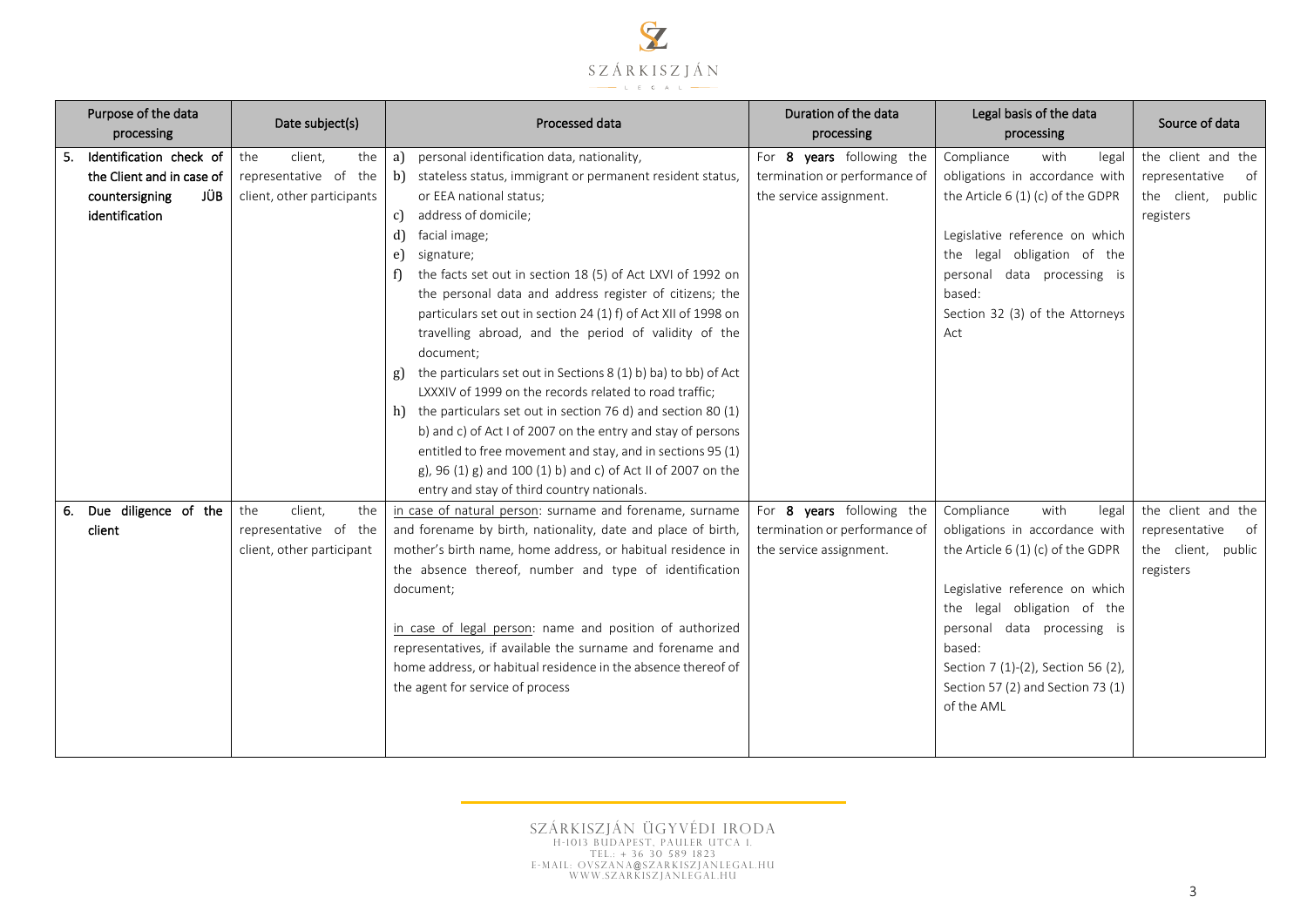| Purpose of the data processing | Date subject(s) | Processed data | Duration of the data processing | Legal basis of the data processing | Source of data |
|---|---|---|---|---|---|
| 5. **Identification check of the Client and in case of countersigning JÜB identification** | the client, the representative of the client, other participants | a) personal identification data, nationality,<br>b) stateless status, immigrant or permanent resident status, or EEA national status;<br>c) address of domicile;<br>d) facial image;<br>e) signature;<br>f) the facts set out in section 18 (5) of Act LXVI of 1992 on the personal data and address register of citizens; the particulars set out in section 24 (1) f) of Act XII of 1998 on travelling abroad, and the period of validity of the document;<br>g) the particulars set out in Sections 8 (1) b) ba) to bb) of Act LXXXIV of 1999 on the records related to road traffic;<br>h) the particulars set out in section 76 d) and section 80 (1) b) and c) of Act I of 2007 on the entry and stay of persons entitled to free movement and stay, and in sections 95 (1) g), 96 (1) g) and 100 (1) b) and c) of Act II of 2007 on the entry and stay of third country nationals. | For **8 years** following the termination or performance of the service assignment. | Compliance with legal obligations in accordance with the Article 6 (1) (c) of the GDPR<br><br>Legislative reference on which the legal obligation of the personal data processing is based:<br>Section 32 (3) of the Attorneys Act | the client and the representative of the client, public registers |
| 6. **Due diligence of the client** | the client, the representative of the client, other participant | in case of natural person: surname and forename, surname and forename by birth, nationality, date and place of birth, mother's birth name, home address, or habitual residence in the absence thereof, number and type of identification document;<br><br>in case of legal person: name and position of authorized representatives, if available the surname and forename and home address, or habitual residence in the absence thereof of the agent for service of process | For **8 years** following the termination or performance of the service assignment. | Compliance with legal obligations in accordance with the Article 6 (1) (c) of the GDPR<br><br>Legislative reference on which the legal obligation of the personal data processing is based:<br>Section 7 (1)-(2), Section 56 (2), Section 57 (2) and Section 73 (1) of the AML | the client and the representative of the client, public registers |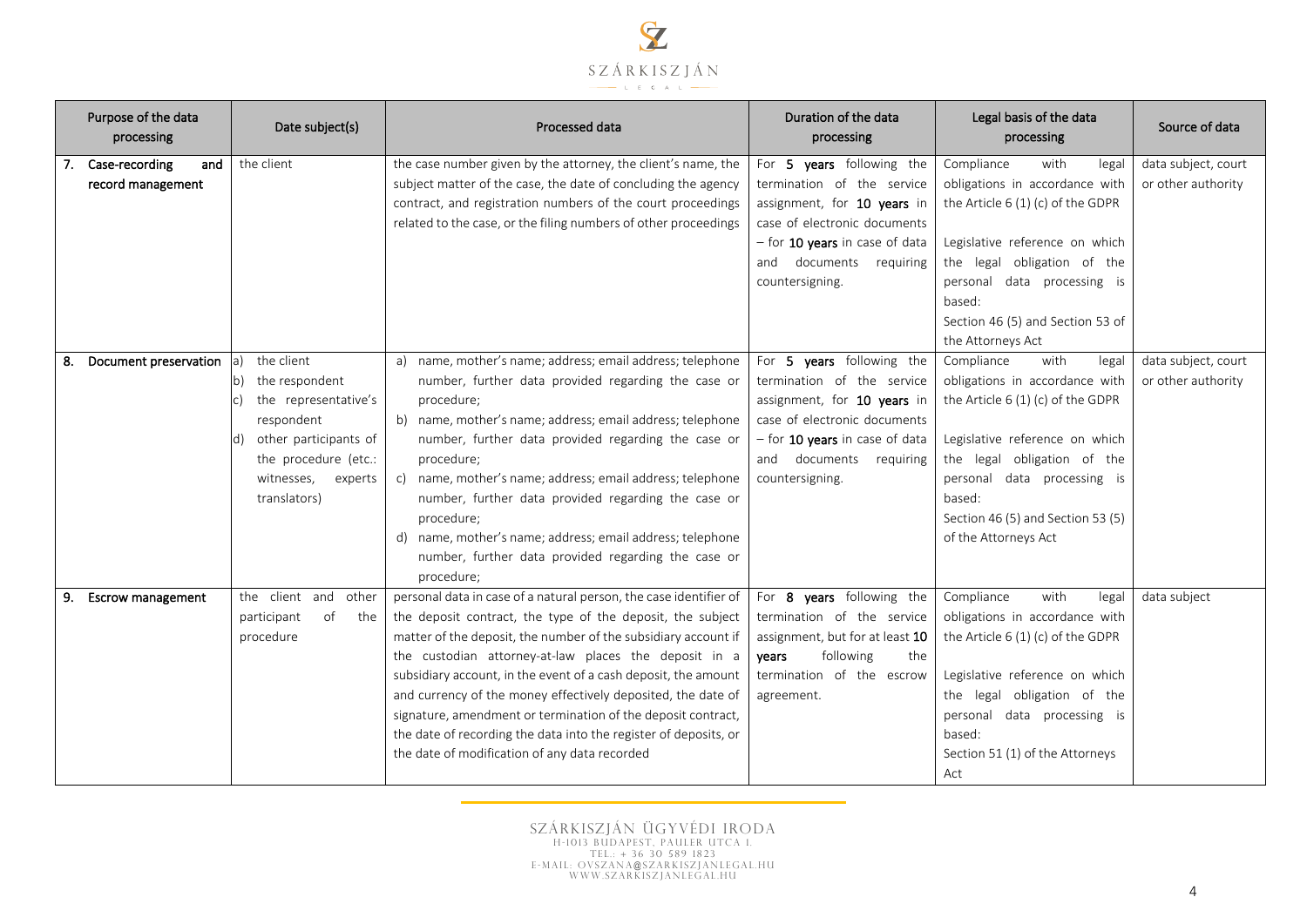| Purpose of the data processing | Date subject(s) | Processed data | Duration of the data processing | Legal basis of the data processing | Source of data |
|---|---|---|---|---|---|
| 7. **Case-recording and record management** | the client | the case number given by the attorney, the client's name, the subject matter of the case, the date of concluding the agency contract, and registration numbers of the court proceedings related to the case, or the filing numbers of other proceedings | For **5 years** following the termination of the service assignment, for **10 years** in case of electronic documents – for **10 years** in case of data and documents requiring countersigning. | Compliance with legal obligations in accordance with the Article 6 (1) (c) of the GDPR<br><br>Legislative reference on which the legal obligation of the personal data processing is based:<br>Section 46 (5) and Section 53 of the Attorneys Act | data subject, court or other authority |
| 8. **Document preservation** | a) the client<br>b) the respondent<br>c) the representative's respondent<br>d) other participants of the procedure (etc.: witnesses, experts translators) | a) name, mother's name; address; email address; telephone number, further data provided regarding the case or procedure;<br>b) name, mother's name; address; email address; telephone number, further data provided regarding the case or procedure;<br>c) name, mother's name; address; email address; telephone number, further data provided regarding the case or procedure;<br>d) name, mother's name; address; email address; telephone number, further data provided regarding the case or procedure; | For **5 years** following the termination of the service assignment, for **10 years** in case of electronic documents – for **10 years** in case of data and documents requiring countersigning. | Compliance with legal obligations in accordance with the Article 6 (1) (c) of the GDPR<br><br>Legislative reference on which the legal obligation of the personal data processing is based:<br>Section 46 (5) and Section 53 (5) of the Attorneys Act | data subject, court or other authority |
| 9. **Escrow management** | the client and other participant of the procedure | personal data in case of a natural person, the case identifier of the deposit contract, the type of the deposit, the subject matter of the deposit, the number of the subsidiary account if the custodian attorney-at-law places the deposit in a subsidiary account, in the event of a cash deposit, the amount and currency of the money effectively deposited, the date of signature, amendment or termination of the deposit contract, the date of recording the data into the register of deposits, or the date of modification of any data recorded | For **8 years** following the termination of the service assignment, but for at least **10 years** following the termination of the escrow agreement. | Compliance with legal obligations in accordance with the Article 6 (1) (c) of the GDPR<br><br>Legislative reference on which the legal obligation of the personal data processing is based:<br>Section 51 (1) of the Attorneys Act | data subject |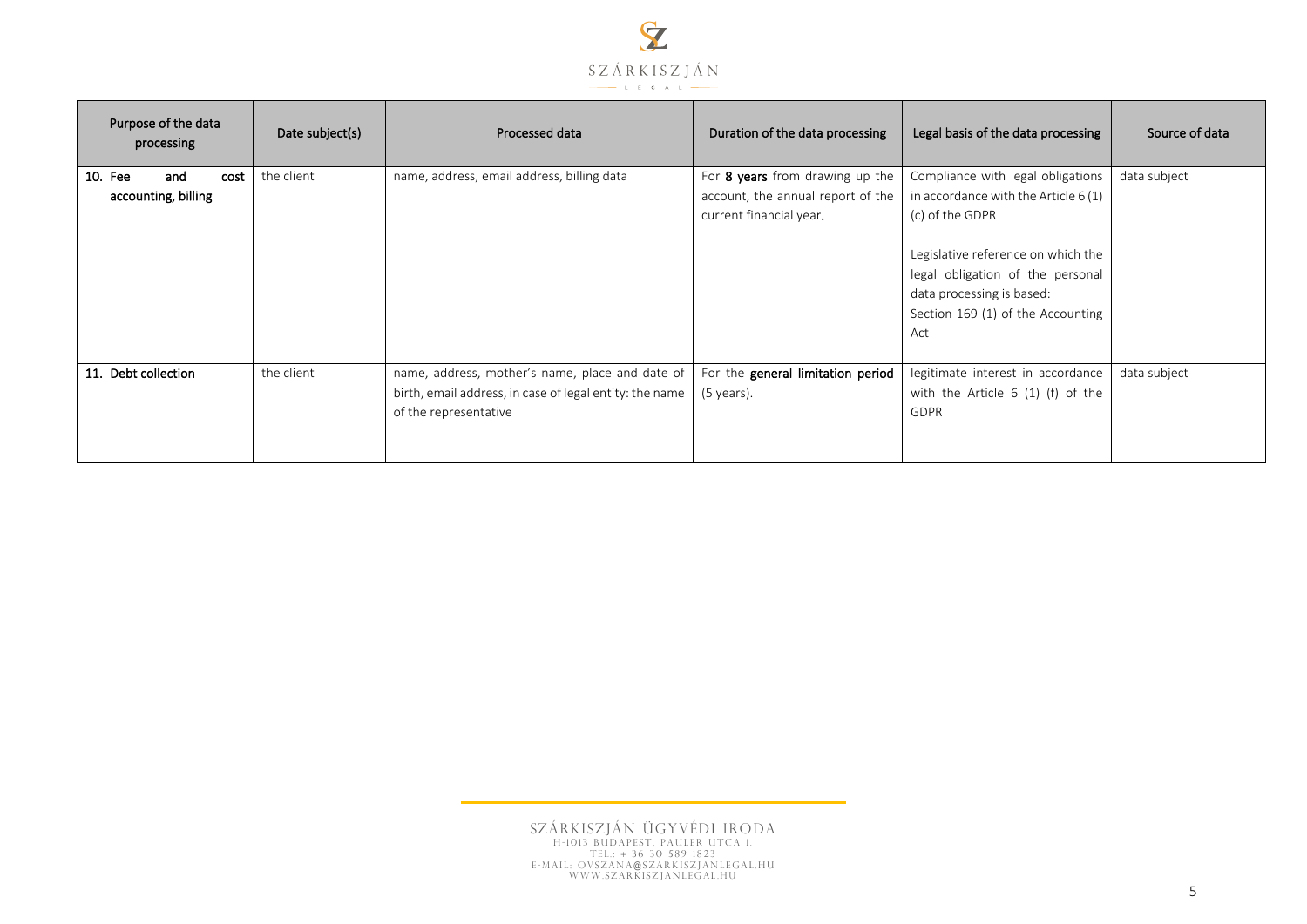| Purpose of the data processing | Date subject(s) | Processed data | Duration of the data processing | Legal basis of the data processing | Source of data |
|---|---|---|---|---|---|
| 10. Fee and cost accounting, billing | the client | name, address, email address, billing data | For **8 years** from drawing up the account, the annual report of the current financial year. | Compliance with legal obligations in accordance with the Article 6 (1) (c) of the GDPR<br><br>Legislative reference on which the legal obligation of the personal data processing is based: Section 169 (1) of the Accounting Act | data subject |
| 11. Debt collection | the client | name, address, mother's name, place and date of birth, email address, in case of legal entity: the name of the representative | For the **general limitation period** (5 years). | legitimate interest in accordance with the Article 6 (1) (f) of the GDPR | data subject |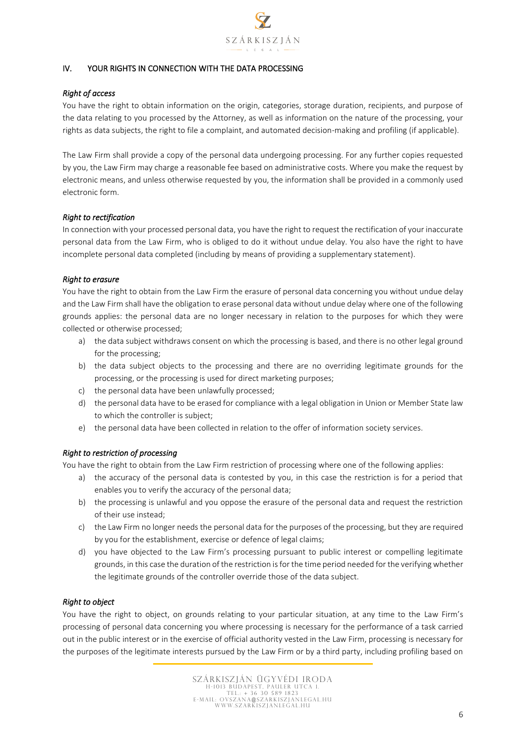## IV. YOUR RIGHTS IN CONNECTION WITH THE DATA PROCESSING

*Right of access*

You have the right to obtain information on the origin, categories, storage duration, recipients, and purpose of the data relating to you processed by the Attorney, as well as information on the nature of the processing, your rights as data subjects, the right to file a complaint, and automated decision-making and profiling (if applicable).

The Law Firm shall provide a copy of the personal data undergoing processing. For any further copies requested by you, the Law Firm may charge a reasonable fee based on administrative costs. Where you make the request by electronic means, and unless otherwise requested by you, the information shall be provided in a commonly used electronic form.

*Right to rectification*

In connection with your processed personal data, you have the right to request the rectification of your inaccurate personal data from the Law Firm, who is obliged to do it without undue delay. You also have the right to have incomplete personal data completed (including by means of providing a supplementary statement).

*Right to erasure*

You have the right to obtain from the Law Firm the erasure of personal data concerning you without undue delay and the Law Firm shall have the obligation to erase personal data without undue delay where one of the following grounds applies: the personal data are no longer necessary in relation to the purposes for which they were collected or otherwise processed;

a) the data subject withdraws consent on which the processing is based, and there is no other legal ground for the processing;
b) the data subject objects to the processing and there are no overriding legitimate grounds for the processing, or the processing is used for direct marketing purposes;
c) the personal data have been unlawfully processed;
d) the personal data have to be erased for compliance with a legal obligation in Union or Member State law to which the controller is subject;
e) the personal data have been collected in relation to the offer of information society services.

*Right to restriction of processing*

You have the right to obtain from the Law Firm restriction of processing where one of the following applies:

a) the accuracy of the personal data is contested by you, in this case the restriction is for a period that enables you to verify the accuracy of the personal data;
b) the processing is unlawful and you oppose the erasure of the personal data and request the restriction of their use instead;
c) the Law Firm no longer needs the personal data for the purposes of the processing, but they are required by you for the establishment, exercise or defence of legal claims;
d) you have objected to the Law Firm's processing pursuant to public interest or compelling legitimate grounds, in this case the duration of the restriction is for the time period needed for the verifying whether the legitimate grounds of the controller override those of the data subject.

*Right to object*

You have the right to object, on grounds relating to your particular situation, at any time to the Law Firm's processing of personal data concerning you where processing is necessary for the performance of a task carried out in the public interest or in the exercise of official authority vested in the Law Firm, processing is necessary for the purposes of the legitimate interests pursued by the Law Firm or by a third party, including profiling based on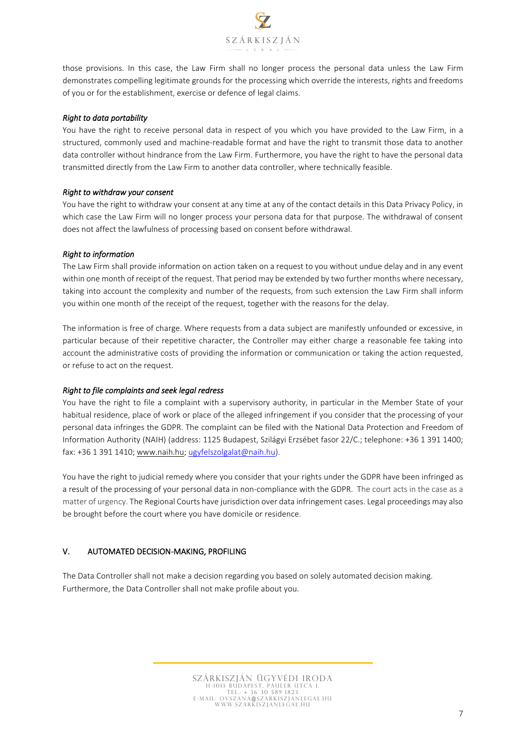those provisions. In this case, the Law Firm shall no longer process the personal data unless the Law Firm demonstrates compelling legitimate grounds for the processing which override the interests, rights and freedoms of you or for the establishment, exercise or defence of legal claims.

*Right to data portability*

You have the right to receive personal data in respect of you which you have provided to the Law Firm, in a structured, commonly used and machine-readable format and have the right to transmit those data to another data controller without hindrance from the Law Firm. Furthermore, you have the right to have the personal data transmitted directly from the Law Firm to another data controller, where technically feasible.

*Right to withdraw your consent*

You have the right to withdraw your consent at any time at any of the contact details in this Data Privacy Policy, in which case the Law Firm will no longer process your persona data for that purpose. The withdrawal of consent does not affect the lawfulness of processing based on consent before withdrawal.

*Right to information*

The Law Firm shall provide information on action taken on a request to you without undue delay and in any event within one month of receipt of the request. That period may be extended by two further months where necessary, taking into account the complexity and number of the requests, from such extension the Law Firm shall inform you within one month of the receipt of the request, together with the reasons for the delay.

The information is free of charge. Where requests from a data subject are manifestly unfounded or excessive, in particular because of their repetitive character, the Controller may either charge a reasonable fee taking into account the administrative costs of providing the information or communication or taking the action requested, or refuse to act on the request.

*Right to file complaints and seek legal redress*

You have the right to file a complaint with a supervisory authority, in particular in the Member State of your habitual residence, place of work or place of the alleged infringement if you consider that the processing of your personal data infringes the GDPR. The complaint can be filed with the National Data Protection and Freedom of Information Authority (NAIH) (address: 1125 Budapest, Szilágyi Erzsébet fasor 22/C.; telephone: +36 1 391 1400; fax: +36 1 391 1410; www.naih.hu; ugyfelszolgalat@naih.hu).

You have the right to judicial remedy where you consider that your rights under the GDPR have been infringed as a result of the processing of your personal data in non-compliance with the GDPR. The court acts in the case as a matter of urgency. The Regional Courts have jurisdiction over data infringement cases. Legal proceedings may also be brought before the court where you have domicile or residence.

## V. AUTOMATED DECISION-MAKING, PROFILING

The Data Controller shall not make a decision regarding you based on solely automated decision making. Furthermore, the Data Controller shall not make profile about you.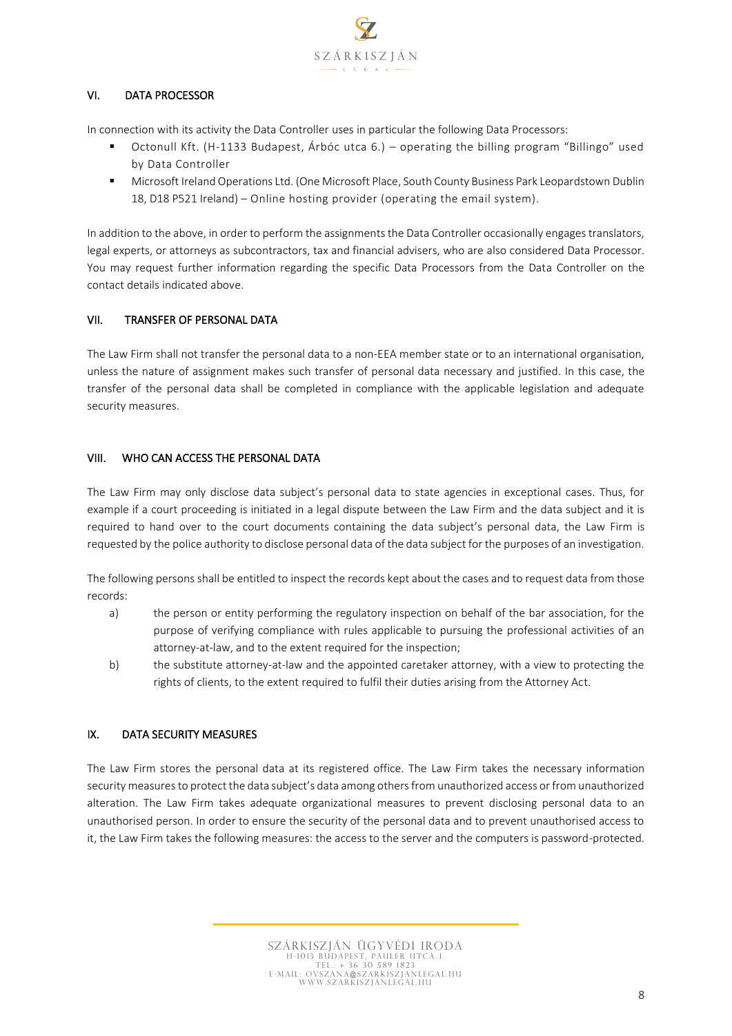## VI. DATA PROCESSOR

In connection with its activity the Data Controller uses in particular the following Data Processors:

- Octonull Kft. (H-1133 Budapest, Árbóc utca 6.) – operating the billing program "Billingo" used by Data Controller
- Microsoft Ireland Operations Ltd. (One Microsoft Place, South County Business Park Leopardstown Dublin 18, D18 P521 Ireland) – Online hosting provider (operating the email system).

In addition to the above, in order to perform the assignments the Data Controller occasionally engages translators, legal experts, or attorneys as subcontractors, tax and financial advisers, who are also considered Data Processor. You may request further information regarding the specific Data Processors from the Data Controller on the contact details indicated above.

## VII. TRANSFER OF PERSONAL DATA

The Law Firm shall not transfer the personal data to a non-EEA member state or to an international organisation, unless the nature of assignment makes such transfer of personal data necessary and justified. In this case, the transfer of the personal data shall be completed in compliance with the applicable legislation and adequate security measures.

## VIII. WHO CAN ACCESS THE PERSONAL DATA

The Law Firm may only disclose data subject's personal data to state agencies in exceptional cases. Thus, for example if a court proceeding is initiated in a legal dispute between the Law Firm and the data subject and it is required to hand over to the court documents containing the data subject's personal data, the Law Firm is requested by the police authority to disclose personal data of the data subject for the purposes of an investigation.

The following persons shall be entitled to inspect the records kept about the cases and to request data from those records:

a) the person or entity performing the regulatory inspection on behalf of the bar association, for the purpose of verifying compliance with rules applicable to pursuing the professional activities of an attorney-at-law, and to the extent required for the inspection;

b) the substitute attorney-at-law and the appointed caretaker attorney, with a view to protecting the rights of clients, to the extent required to fulfil their duties arising from the Attorney Act.

## IX. DATA SECURITY MEASURES

The Law Firm stores the personal data at its registered office. The Law Firm takes the necessary information security measures to protect the data subject's data among others from unauthorized access or from unauthorized alteration. The Law Firm takes adequate organizational measures to prevent disclosing personal data to an unauthorised person. In order to ensure the security of the personal data and to prevent unauthorised access to it, the Law Firm takes the following measures: the access to the server and the computers is password-protected.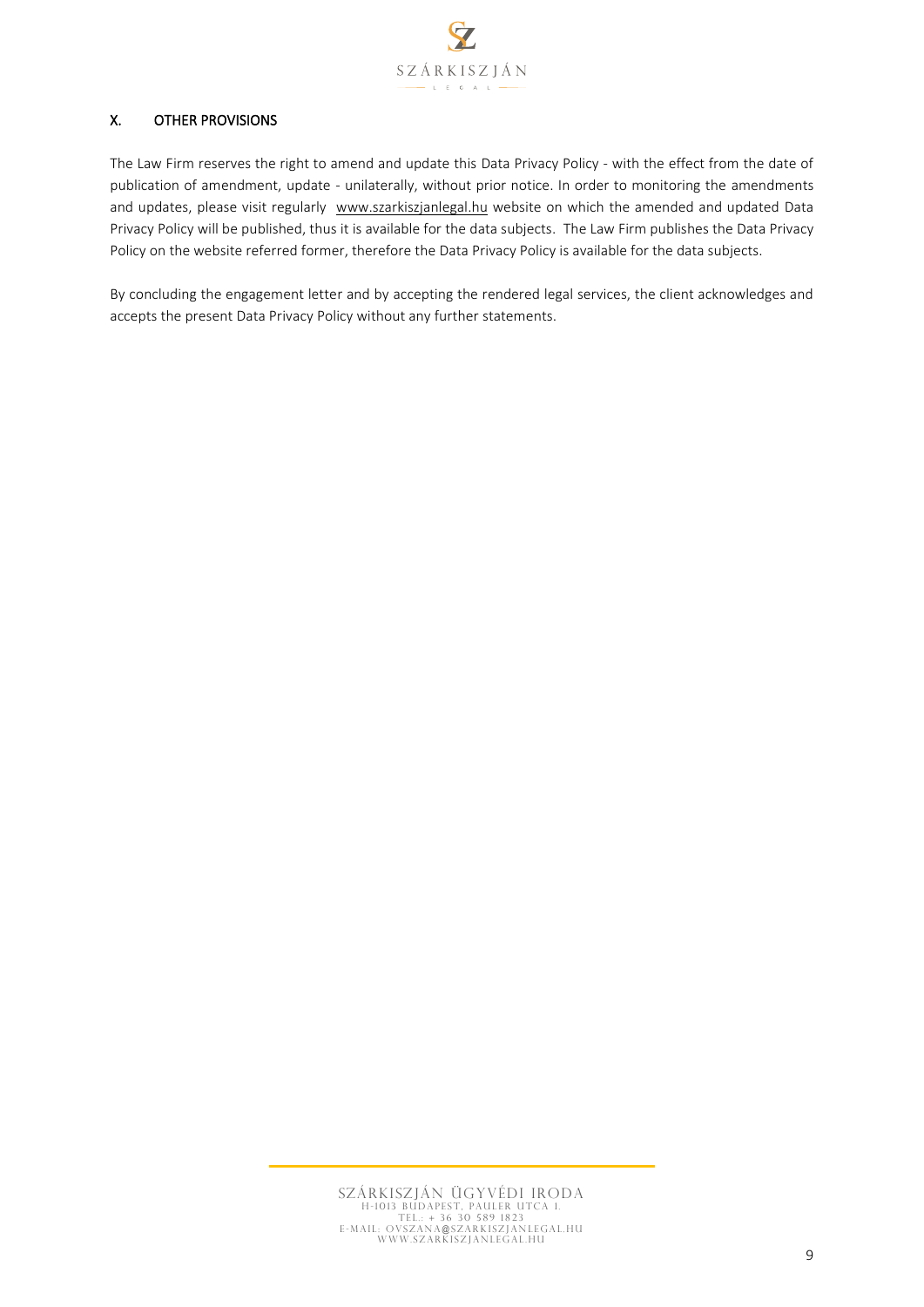## X. OTHER PROVISIONS

The Law Firm reserves the right to amend and update this Data Privacy Policy - with the effect from the date of publication of amendment, update - unilaterally, without prior notice. In order to monitoring the amendments and updates, please visit regularly www.szarkiszjanlegal.hu website on which the amended and updated Data Privacy Policy will be published, thus it is available for the data subjects. The Law Firm publishes the Data Privacy Policy on the website referred former, therefore the Data Privacy Policy is available for the data subjects.

By concluding the engagement letter and by accepting the rendered legal services, the client acknowledges and accepts the present Data Privacy Policy without any further statements.